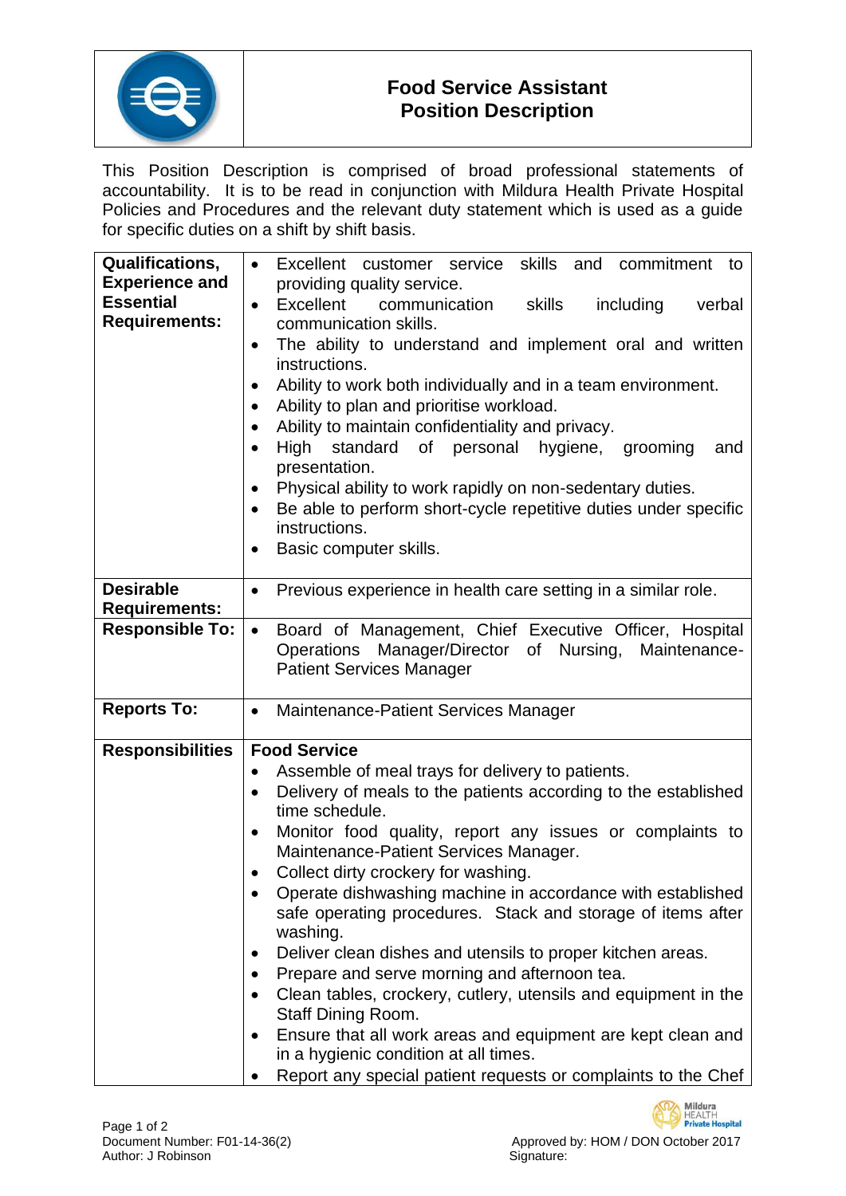# Food Service Assistant Position Description

This Position Description is comprised of broad professional statements of accountability. It is to be read in conjunction with Mildura Health Private Hospital Policies and Procedures and the relevant duty statement which is used as a guide for specific duties on a shift by shift basis.

| | |
|---|---|
| **Qualifications, Experience and Essential Requirements:** | • Excellent customer service skills and commitment to providing quality service.<br>• Excellent communication skills including verbal communication skills.<br>• The ability to understand and implement oral and written instructions.<br>• Ability to work both individually and in a team environment.<br>• Ability to plan and prioritise workload.<br>• Ability to maintain confidentiality and privacy.<br>• High standard of personal hygiene, grooming and presentation.<br>• Physical ability to work rapidly on non-sedentary duties.<br>• Be able to perform short-cycle repetitive duties under specific instructions.<br>• Basic computer skills. |
| **Desirable Requirements:** | • Previous experience in health care setting in a similar role. |
| **Responsible To:** | • Board of Management, Chief Executive Officer, Hospital Operations Manager/Director of Nursing, Maintenance-Patient Services Manager |
| **Reports To:** | • Maintenance-Patient Services Manager |
| **Responsibilities** | **Food Service**<br>• Assemble of meal trays for delivery to patients.<br>• Delivery of meals to the patients according to the established time schedule.<br>• Monitor food quality, report any issues or complaints to Maintenance-Patient Services Manager.<br>• Collect dirty crockery for washing.<br>• Operate dishwashing machine in accordance with established safe operating procedures. Stack and storage of items after washing.<br>• Deliver clean dishes and utensils to proper kitchen areas.<br>• Prepare and serve morning and afternoon tea.<br>• Clean tables, crockery, cutlery, utensils and equipment in the Staff Dining Room.<br>• Ensure that all work areas and equipment are kept clean and in a hygienic condition at all times.<br>• Report any special patient requests or complaints to the Chef |

Document Number: F01-14-36(2)
Author: J Robinson

Approved by: HOM / DON October 2017
Signature: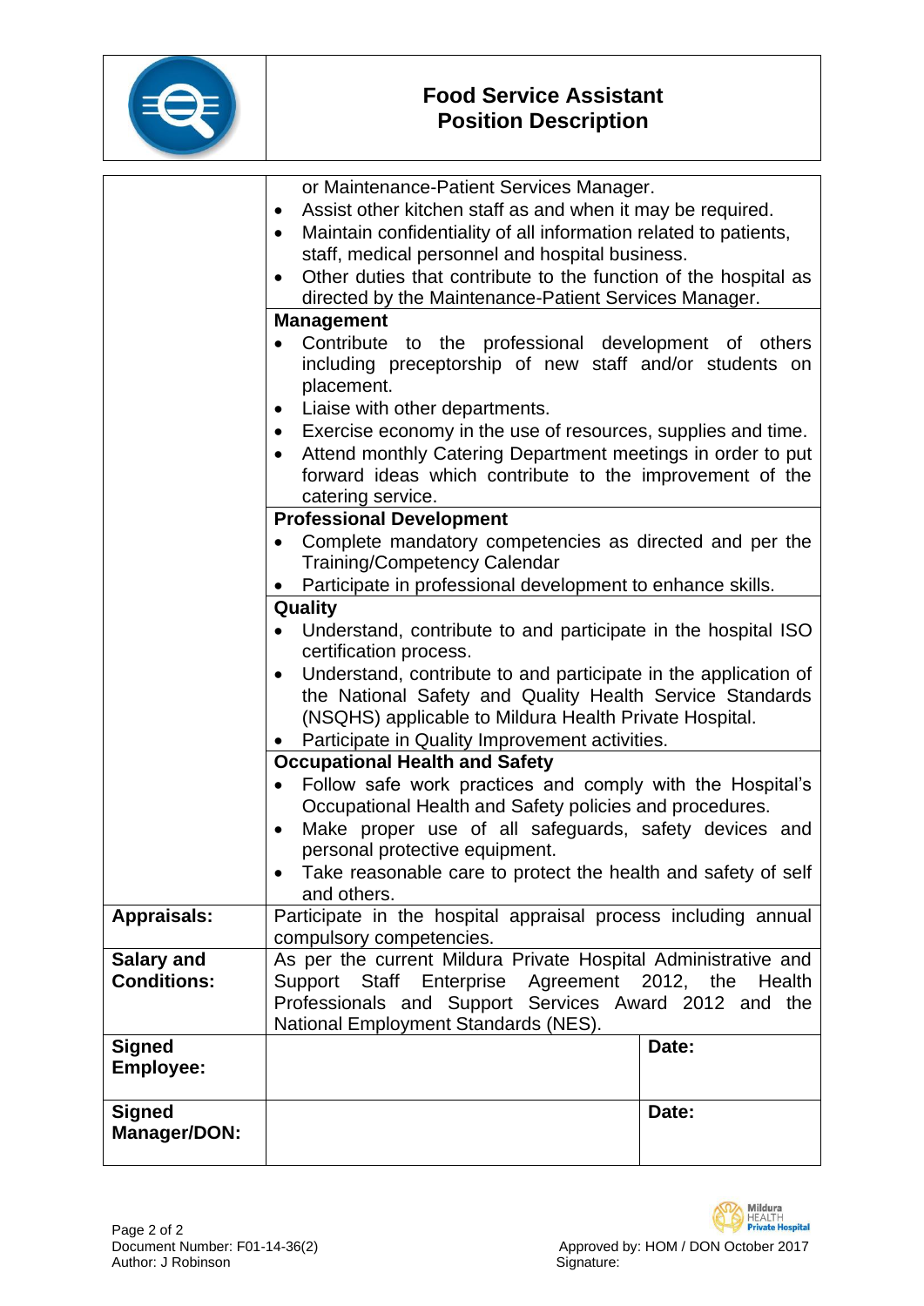# Food Service Assistant Position Description

| | |
|---|---|
| | or Maintenance-Patient Services Manager.<br>• Assist other kitchen staff as and when it may be required.<br>• Maintain confidentiality of all information related to patients, staff, medical personnel and hospital business.<br>• Other duties that contribute to the function of the hospital as directed by the Maintenance-Patient Services Manager. |
| | **Management**<br>• Contribute to the professional development of others including preceptorship of new staff and/or students on placement.<br>• Liaise with other departments.<br>• Exercise economy in the use of resources, supplies and time.<br>• Attend monthly Catering Department meetings in order to put forward ideas which contribute to the improvement of the catering service. |
| | **Professional Development**<br>• Complete mandatory competencies as directed and per the Training/Competency Calendar<br>• Participate in professional development to enhance skills. |
| | **Quality**<br>• Understand, contribute to and participate in the hospital ISO certification process.<br>• Understand, contribute to and participate in the application of the National Safety and Quality Health Service Standards (NSQHS) applicable to Mildura Health Private Hospital.<br>• Participate in Quality Improvement activities. |
| | **Occupational Health and Safety**<br>• Follow safe work practices and comply with the Hospital's Occupational Health and Safety policies and procedures.<br>• Make proper use of all safeguards, safety devices and personal protective equipment.<br>• Take reasonable care to protect the health and safety of self and others. |
| **Appraisals:** | Participate in the hospital appraisal process including annual compulsory competencies. |
| **Salary and Conditions:** | As per the current Mildura Private Hospital Administrative and Support Staff Enterprise Agreement 2012, the Health Professionals and Support Services Award 2012 and the National Employment Standards (NES). |

| | | |
|---|---|---|
| **Signed Employee:** | | **Date:** |
| **Signed Manager/DON:** | | **Date:** |

Document Number: F01-14-36(2)
Author: J Robinson

Approved by: HOM / DON October 2017
Signature: